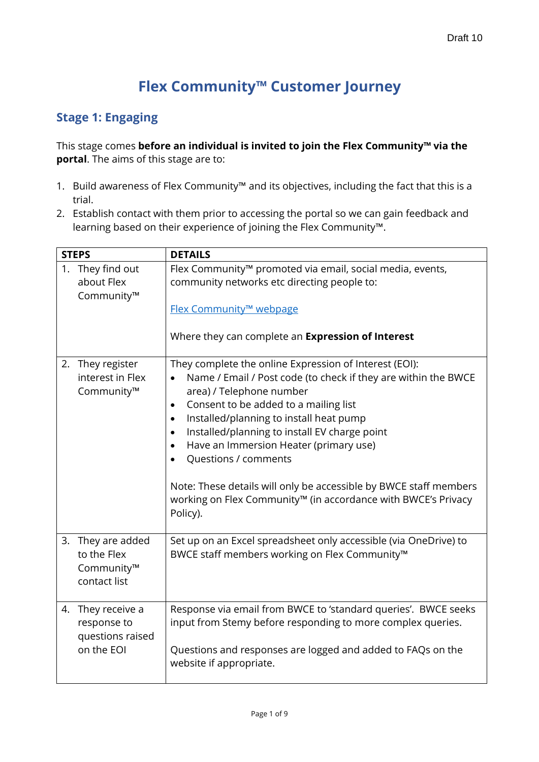Draft 10

# Flex Community™ Customer Journey

## Stage 1: Engaging

This stage comes **before an individual is invited to join the Flex Community™ via the portal**. The aims of this stage are to:

1. Build awareness of Flex Community™ and its objectives, including the fact that this is a trial.
2. Establish contact with them prior to accessing the portal so we can gain feedback and learning based on their experience of joining the Flex Community™.

| STEPS | DETAILS |
|---|---|
| 1. They find out about Flex Community™ | Flex Community™ promoted via email, social media, events, community networks etc directing people to:<br><br>Flex Community™ webpage<br><br>Where they can complete an **Expression of Interest** |
| 2. They register interest in Flex Community™ | They complete the online Expression of Interest (EOI):<br>• Name / Email / Post code (to check if they are within the BWCE area) / Telephone number<br>• Consent to be added to a mailing list<br>• Installed/planning to install heat pump<br>• Installed/planning to install EV charge point<br>• Have an Immersion Heater (primary use)<br>• Questions / comments<br><br>Note: These details will only be accessible by BWCE staff members working on Flex Community™ (in accordance with BWCE's Privacy Policy). |
| 3. They are added to the Flex Community™ contact list | Set up on an Excel spreadsheet only accessible (via OneDrive) to BWCE staff members working on Flex Community™ |
| 4. They receive a response to questions raised on the EOI | Response via email from BWCE to 'standard queries'. BWCE seeks input from Stemy before responding to more complex queries.<br><br>Questions and responses are logged and added to FAQs on the website if appropriate. |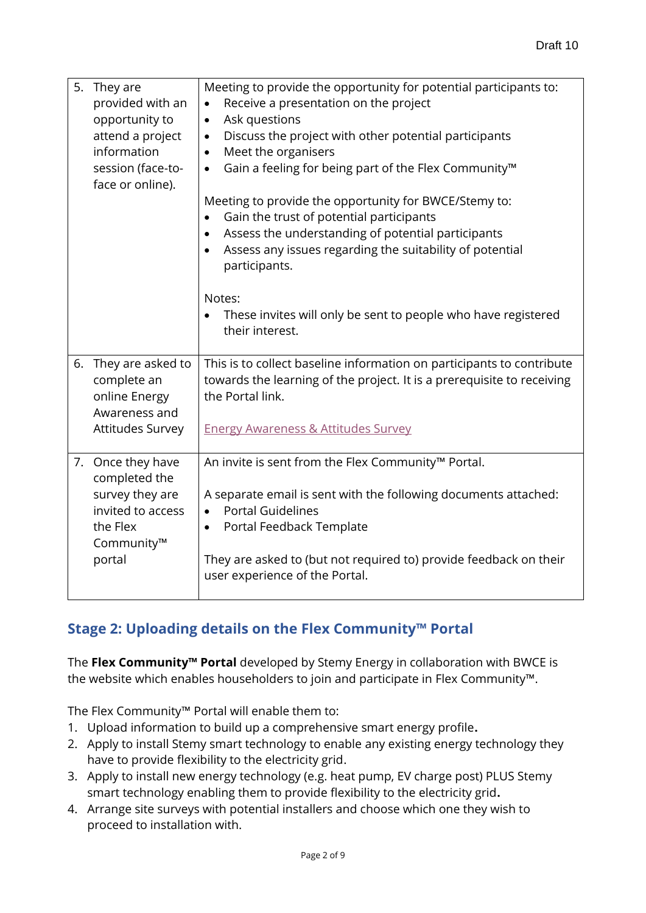| | |
|---|---|
| 5. They are provided with an opportunity to attend a project information session (face-to-face or online). | Meeting to provide the opportunity for potential participants to:<br>• Receive a presentation on the project<br>• Ask questions<br>• Discuss the project with other potential participants<br>• Meet the organisers<br>• Gain a feeling for being part of the Flex Community™<br><br>Meeting to provide the opportunity for BWCE/Stemy to:<br>• Gain the trust of potential participants<br>• Assess the understanding of potential participants<br>• Assess any issues regarding the suitability of potential participants.<br><br>Notes:<br>• These invites will only be sent to people who have registered their interest. |
| 6. They are asked to complete an online Energy Awareness and Attitudes Survey | This is to collect baseline information on participants to contribute towards the learning of the project. It is a prerequisite to receiving the Portal link.<br><br>Energy Awareness & Attitudes Survey |
| 7. Once they have completed the survey they are invited to access the Flex Community™ portal | An invite is sent from the Flex Community™ Portal.<br><br>A separate email is sent with the following documents attached:<br>• Portal Guidelines<br>• Portal Feedback Template<br><br>They are asked to (but not required to) provide feedback on their user experience of the Portal. |

## Stage 2: Uploading details on the Flex Community™ Portal

The **Flex Community™ Portal** developed by Stemy Energy in collaboration with BWCE is the website which enables householders to join and participate in Flex Community™.

The Flex Community™ Portal will enable them to:

1. Upload information to build up a comprehensive smart energy profile**.**
2. Apply to install Stemy smart technology to enable any existing energy technology they have to provide flexibility to the electricity grid.
3. Apply to install new energy technology (e.g. heat pump, EV charge post) PLUS Stemy smart technology enabling them to provide flexibility to the electricity grid**.**
4. Arrange site surveys with potential installers and choose which one they wish to proceed to installation with.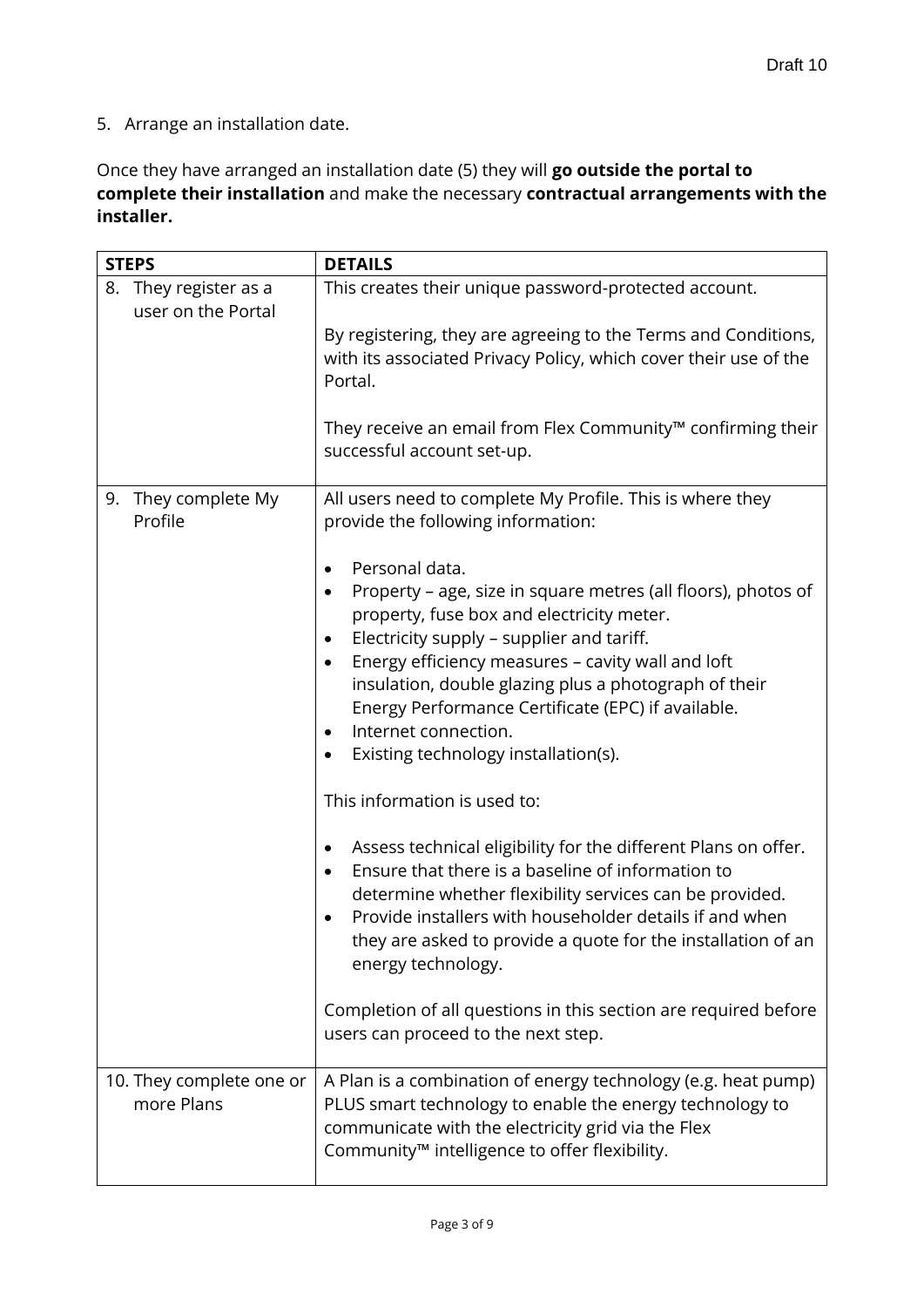5. Arrange an installation date.

Once they have arranged an installation date (5) they will **go outside the portal to complete their installation** and make the necessary **contractual arrangements with the installer.**

| STEPS | DETAILS |
| --- | --- |
| 8. They register as a user on the Portal | This creates their unique password-protected account.<br><br>By registering, they are agreeing to the Terms and Conditions, with its associated Privacy Policy, which cover their use of the Portal.<br><br>They receive an email from Flex Community™ confirming their successful account set-up. |
| 9. They complete My Profile | All users need to complete My Profile. This is where they provide the following information:<br><br>• Personal data.<br>• Property – age, size in square metres (all floors), photos of property, fuse box and electricity meter.<br>• Electricity supply – supplier and tariff.<br>• Energy efficiency measures – cavity wall and loft insulation, double glazing plus a photograph of their Energy Performance Certificate (EPC) if available.<br>• Internet connection.<br>• Existing technology installation(s).<br><br>This information is used to:<br><br>• Assess technical eligibility for the different Plans on offer.<br>• Ensure that there is a baseline of information to determine whether flexibility services can be provided.<br>• Provide installers with householder details if and when they are asked to provide a quote for the installation of an energy technology.<br><br>Completion of all questions in this section are required before users can proceed to the next step. |
| 10. They complete one or more Plans | A Plan is a combination of energy technology (e.g. heat pump) PLUS smart technology to enable the energy technology to communicate with the electricity grid via the Flex Community™ intelligence to offer flexibility. |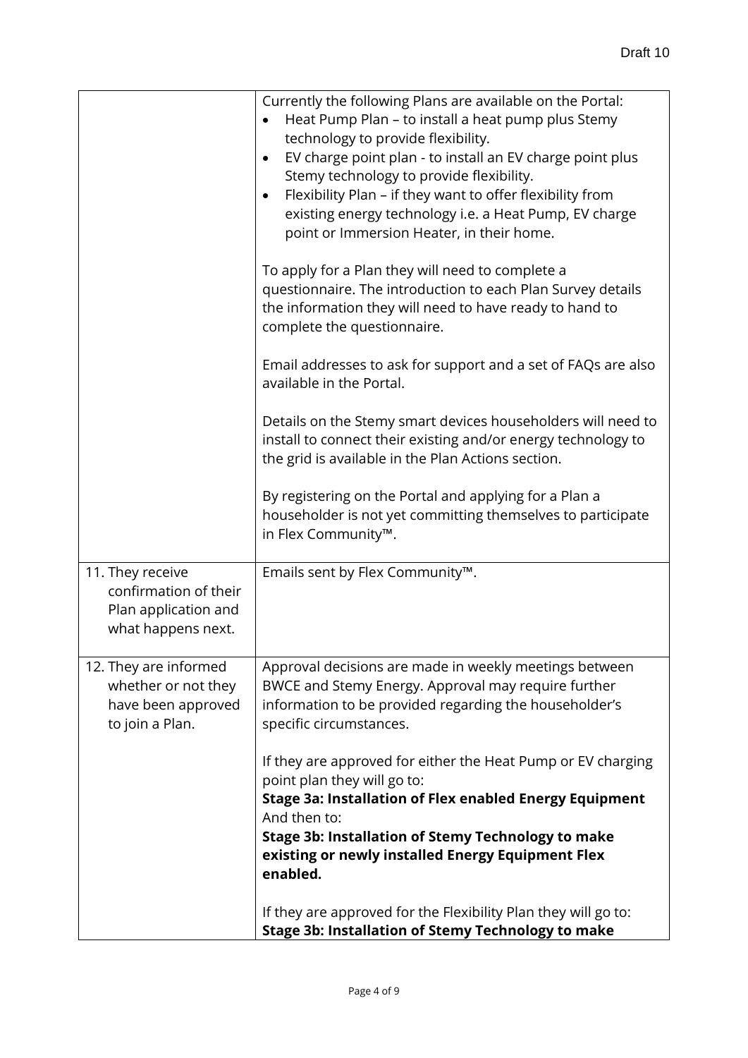| | |
|---|---|
| | Currently the following Plans are available on the Portal:<br>• Heat Pump Plan – to install a heat pump plus Stemy technology to provide flexibility.<br>• EV charge point plan - to install an EV charge point plus Stemy technology to provide flexibility.<br>• Flexibility Plan – if they want to offer flexibility from existing energy technology i.e. a Heat Pump, EV charge point or Immersion Heater, in their home.<br><br>To apply for a Plan they will need to complete a questionnaire. The introduction to each Plan Survey details the information they will need to have ready to hand to complete the questionnaire.<br><br>Email addresses to ask for support and a set of FAQs are also available in the Portal.<br><br>Details on the Stemy smart devices householders will need to install to connect their existing and/or energy technology to the grid is available in the Plan Actions section.<br><br>By registering on the Portal and applying for a Plan a householder is not yet committing themselves to participate in Flex Community™. |
| 11. They receive confirmation of their Plan application and what happens next. | Emails sent by Flex Community™. |
| 12. They are informed whether or not they have been approved to join a Plan. | Approval decisions are made in weekly meetings between BWCE and Stemy Energy. Approval may require further information to be provided regarding the householder's specific circumstances.<br><br>If they are approved for either the Heat Pump or EV charging point plan they will go to:<br>**Stage 3a: Installation of Flex enabled Energy Equipment**<br>And then to:<br>**Stage 3b: Installation of Stemy Technology to make existing or newly installed Energy Equipment Flex enabled.**<br><br>If they are approved for the Flexibility Plan they will go to:<br>**Stage 3b: Installation of Stemy Technology to make** |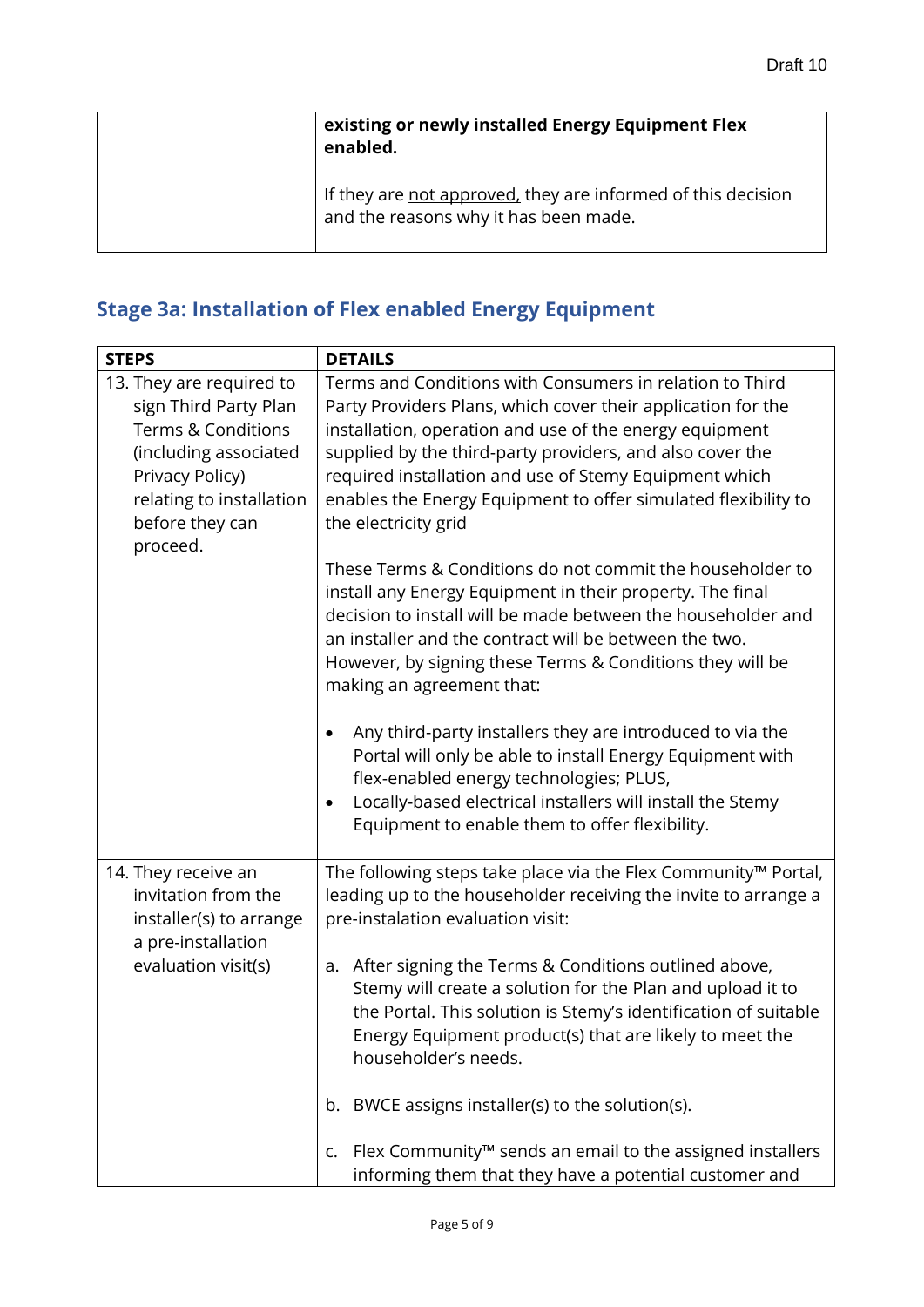| | |
|---|---|
| | **existing or newly installed Energy Equipment Flex enabled.**<br><br>If they are <u>not approved,</u> they are informed of this decision and the reasons why it has been made. |

## Stage 3a: Installation of Flex enabled Energy Equipment

| STEPS | DETAILS |
|---|---|
| 13. They are required to sign Third Party Plan Terms & Conditions (including associated Privacy Policy) relating to installation before they can proceed. | Terms and Conditions with Consumers in relation to Third Party Providers Plans, which cover their application for the installation, operation and use of the energy equipment supplied by the third-party providers, and also cover the required installation and use of Stemy Equipment which enables the Energy Equipment to offer simulated flexibility to the electricity grid<br><br>These Terms & Conditions do not commit the householder to install any Energy Equipment in their property. The final decision to install will be made between the householder and an installer and the contract will be between the two. However, by signing these Terms & Conditions they will be making an agreement that:<br><br>• Any third-party installers they are introduced to via the Portal will only be able to install Energy Equipment with flex-enabled energy technologies; PLUS,<br>• Locally-based electrical installers will install the Stemy Equipment to enable them to offer flexibility. |
| 14. They receive an invitation from the installer(s) to arrange a pre-installation evaluation visit(s) | The following steps take place via the Flex Community™ Portal, leading up to the householder receiving the invite to arrange a pre-instalation evaluation visit:<br><br>a. After signing the Terms & Conditions outlined above, Stemy will create a solution for the Plan and upload it to the Portal. This solution is Stemy's identification of suitable Energy Equipment product(s) that are likely to meet the householder's needs.<br><br>b. BWCE assigns installer(s) to the solution(s).<br><br>c. Flex Community™ sends an email to the assigned installers informing them that they have a potential customer and |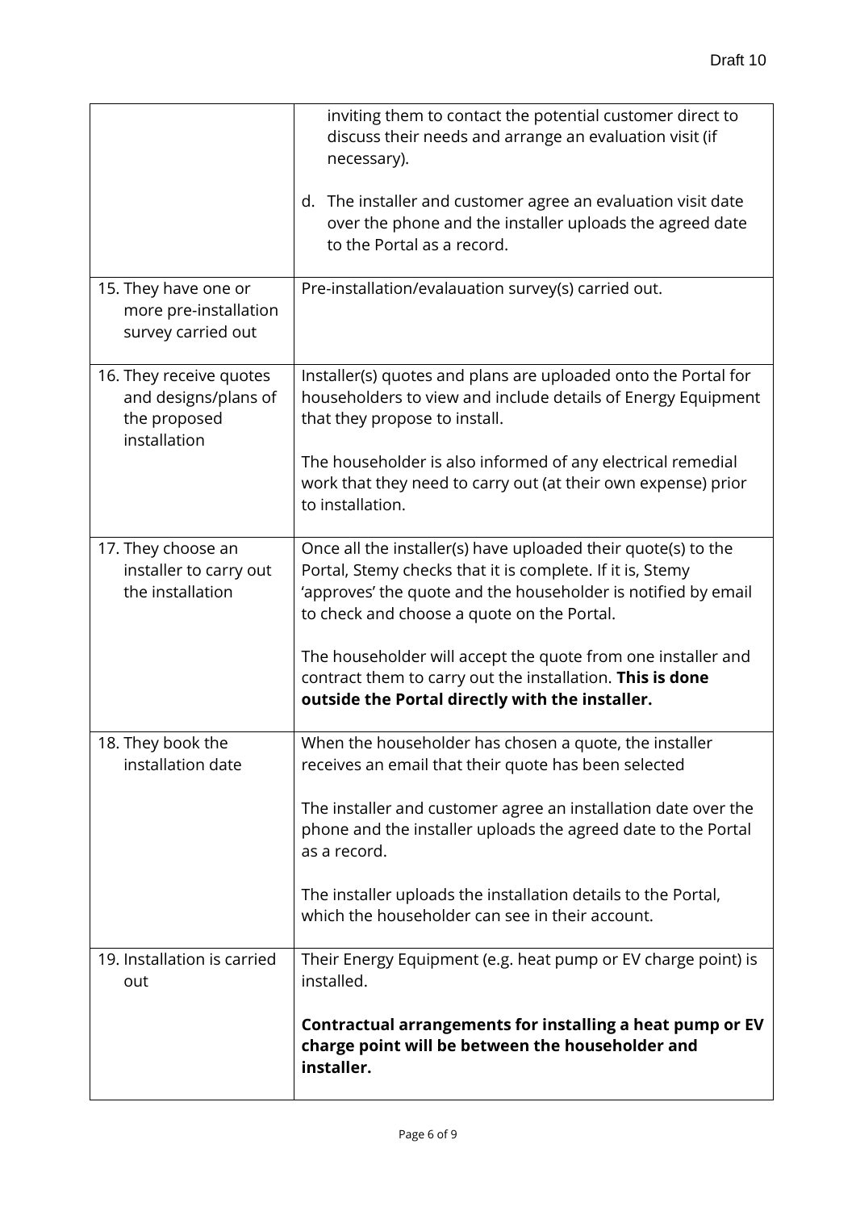| | |
|---|---|
| | inviting them to contact the potential customer direct to discuss their needs and arrange an evaluation visit (if necessary).<br><br>d. The installer and customer agree an evaluation visit date over the phone and the installer uploads the agreed date to the Portal as a record. |
| 15. They have one or more pre-installation survey carried out | Pre-installation/evalauation survey(s) carried out. |
| 16. They receive quotes and designs/plans of the proposed installation | Installer(s) quotes and plans are uploaded onto the Portal for householders to view and include details of Energy Equipment that they propose to install.<br><br>The householder is also informed of any electrical remedial work that they need to carry out (at their own expense) prior to installation. |
| 17. They choose an installer to carry out the installation | Once all the installer(s) have uploaded their quote(s) to the Portal, Stemy checks that it is complete. If it is, Stemy 'approves' the quote and the householder is notified by email to check and choose a quote on the Portal.<br><br>The householder will accept the quote from one installer and contract them to carry out the installation. **This is done outside the Portal directly with the installer.** |
| 18. They book the installation date | When the householder has chosen a quote, the installer receives an email that their quote has been selected<br><br>The installer and customer agree an installation date over the phone and the installer uploads the agreed date to the Portal as a record.<br><br>The installer uploads the installation details to the Portal, which the householder can see in their account. |
| 19. Installation is carried out | Their Energy Equipment (e.g. heat pump or EV charge point) is installed.<br><br>**Contractual arrangements for installing a heat pump or EV charge point will be between the householder and installer.** |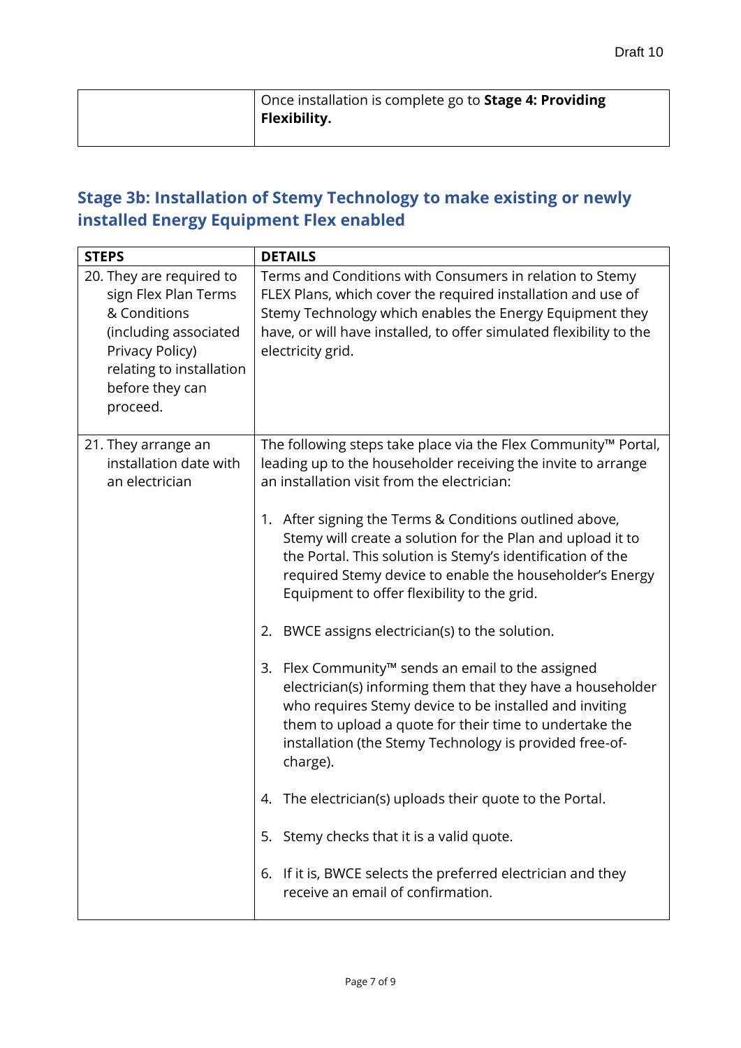| | |
|---|---|
| | Once installation is complete go to **Stage 4: Providing Flexibility.** |

## Stage 3b: Installation of Stemy Technology to make existing or newly installed Energy Equipment Flex enabled

| STEPS | DETAILS |
|---|---|
| 20. They are required to sign Flex Plan Terms & Conditions (including associated Privacy Policy) relating to installation before they can proceed. | Terms and Conditions with Consumers in relation to Stemy FLEX Plans, which cover the required installation and use of Stemy Technology which enables the Energy Equipment they have, or will have installed, to offer simulated flexibility to the electricity grid. |
| 21. They arrange an installation date with an electrician | The following steps take place via the Flex Community™ Portal, leading up to the householder receiving the invite to arrange an installation visit from the electrician:<br><br>1. After signing the Terms & Conditions outlined above, Stemy will create a solution for the Plan and upload it to the Portal. This solution is Stemy's identification of the required Stemy device to enable the householder's Energy Equipment to offer flexibility to the grid.<br><br>2. BWCE assigns electrician(s) to the solution.<br><br>3. Flex Community™ sends an email to the assigned electrician(s) informing them that they have a householder who requires Stemy device to be installed and inviting them to upload a quote for their time to undertake the installation (the Stemy Technology is provided free-of-charge).<br><br>4. The electrician(s) uploads their quote to the Portal.<br><br>5. Stemy checks that it is a valid quote.<br><br>6. If it is, BWCE selects the preferred electrician and they receive an email of confirmation. |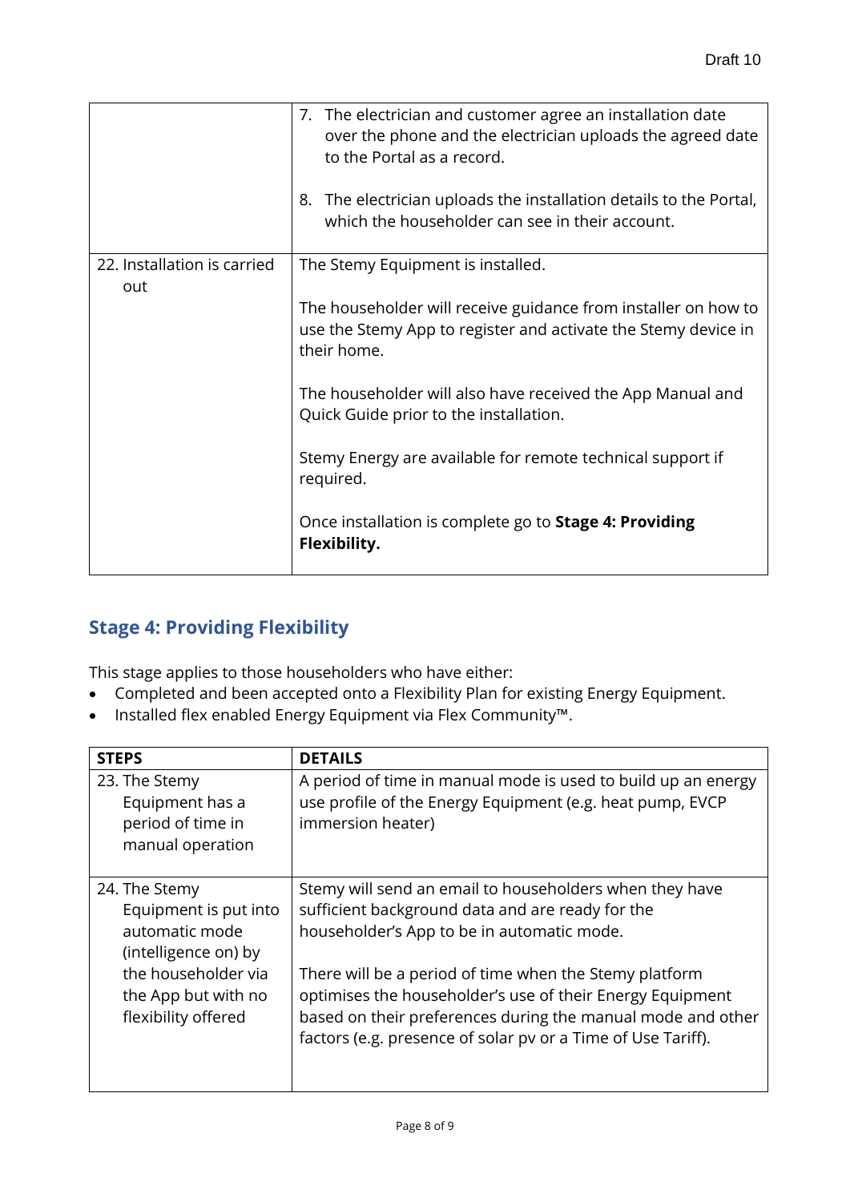| | |
|---|---|
| | 7. The electrician and customer agree an installation date over the phone and the electrician uploads the agreed date to the Portal as a record.<br><br>8. The electrician uploads the installation details to the Portal, which the householder can see in their account. |
| 22. Installation is carried out | The Stemy Equipment is installed.<br><br>The householder will receive guidance from installer on how to use the Stemy App to register and activate the Stemy device in their home.<br><br>The householder will also have received the App Manual and Quick Guide prior to the installation.<br><br>Stemy Energy are available for remote technical support if required.<br><br>Once installation is complete go to **Stage 4: Providing Flexibility.** |

## Stage 4: Providing Flexibility

This stage applies to those householders who have either:

- Completed and been accepted onto a Flexibility Plan for existing Energy Equipment.
- Installed flex enabled Energy Equipment via Flex Community™.

| STEPS | DETAILS |
|---|---|
| 23. The Stemy Equipment has a period of time in manual operation | A period of time in manual mode is used to build up an energy use profile of the Energy Equipment (e.g. heat pump, EVCP immersion heater) |
| 24. The Stemy Equipment is put into automatic mode (intelligence on) by the householder via the App but with no flexibility offered | Stemy will send an email to householders when they have sufficient background data and are ready for the householder's App to be in automatic mode.<br><br>There will be a period of time when the Stemy platform optimises the householder's use of their Energy Equipment based on their preferences during the manual mode and other factors (e.g. presence of solar pv or a Time of Use Tariff). |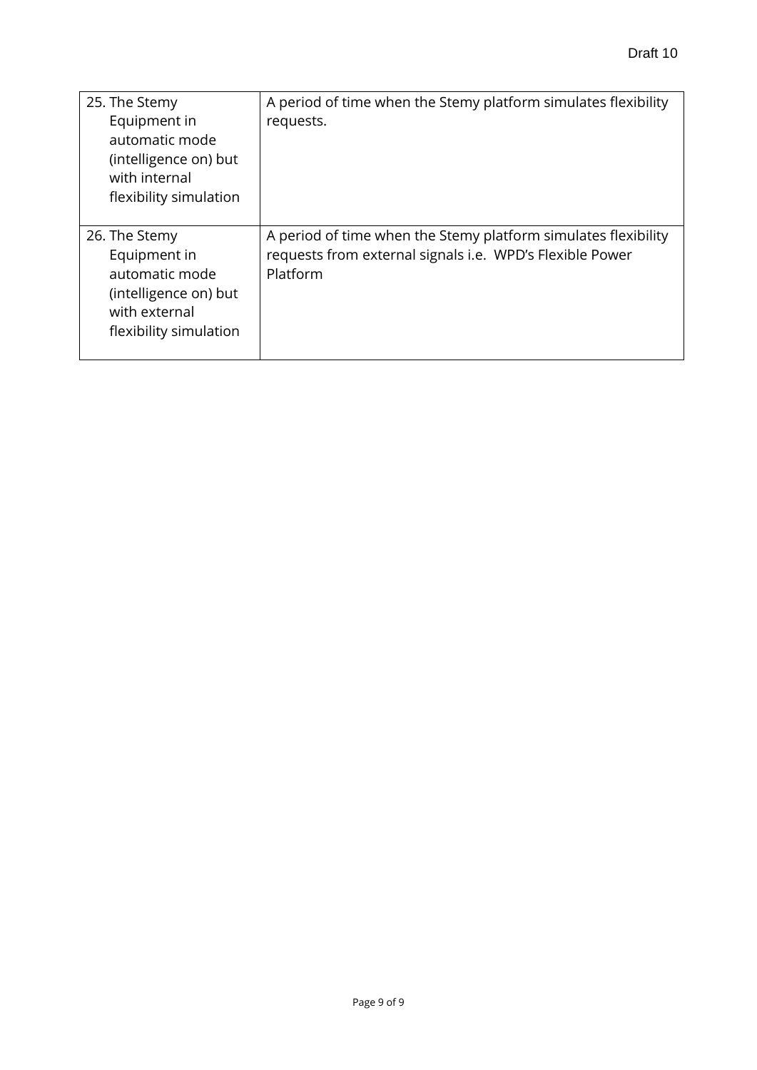| | |
|---|---|
| 25. The Stemy Equipment in automatic mode (intelligence on) but with internal flexibility simulation | A period of time when the Stemy platform simulates flexibility requests. |
| 26. The Stemy Equipment in automatic mode (intelligence on) but with external flexibility simulation | A period of time when the Stemy platform simulates flexibility requests from external signals i.e. WPD's Flexible Power Platform |